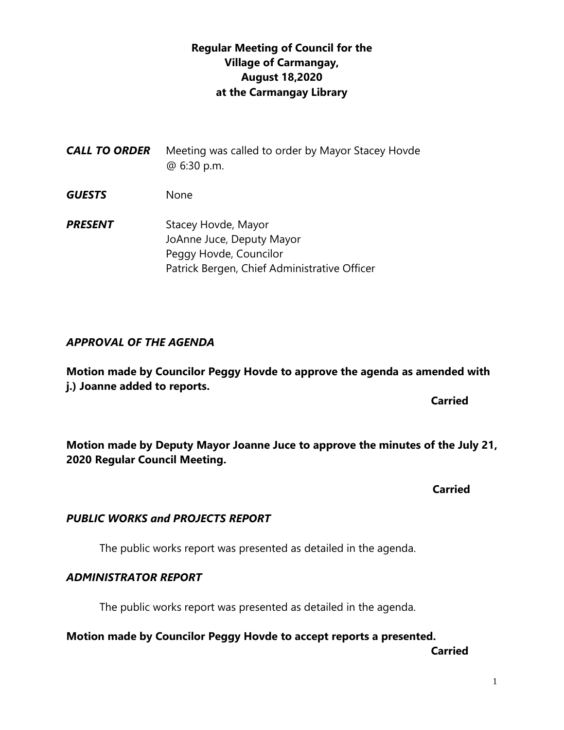**Regular Meeting of Council for the**
**Village of Carmangay,**
**August 18,2020**
**at the Carmangay Library**

***CALL TO ORDER*** Meeting was called to order by Mayor Stacey Hovde @ 6:30 p.m.

***GUESTS*** None

***PRESENT*** Stacey Hovde, Mayor
JoAnne Juce, Deputy Mayor
Peggy Hovde, Councilor
Patrick Bergen, Chief Administrative Officer

### *APPROVAL OF THE AGENDA*

**Motion made by Councilor Peggy Hovde to approve the agenda as amended with j.) Joanne added to reports.**

**Carried**

**Motion made by Deputy Mayor Joanne Juce to approve the minutes of the July 21, 2020 Regular Council Meeting.**

**Carried**

### *PUBLIC WORKS and PROJECTS REPORT*

The public works report was presented as detailed in the agenda.

### *ADMINISTRATOR REPORT*

The public works report was presented as detailed in the agenda.

**Motion made by Councilor Peggy Hovde to accept reports a presented.**

**Carried**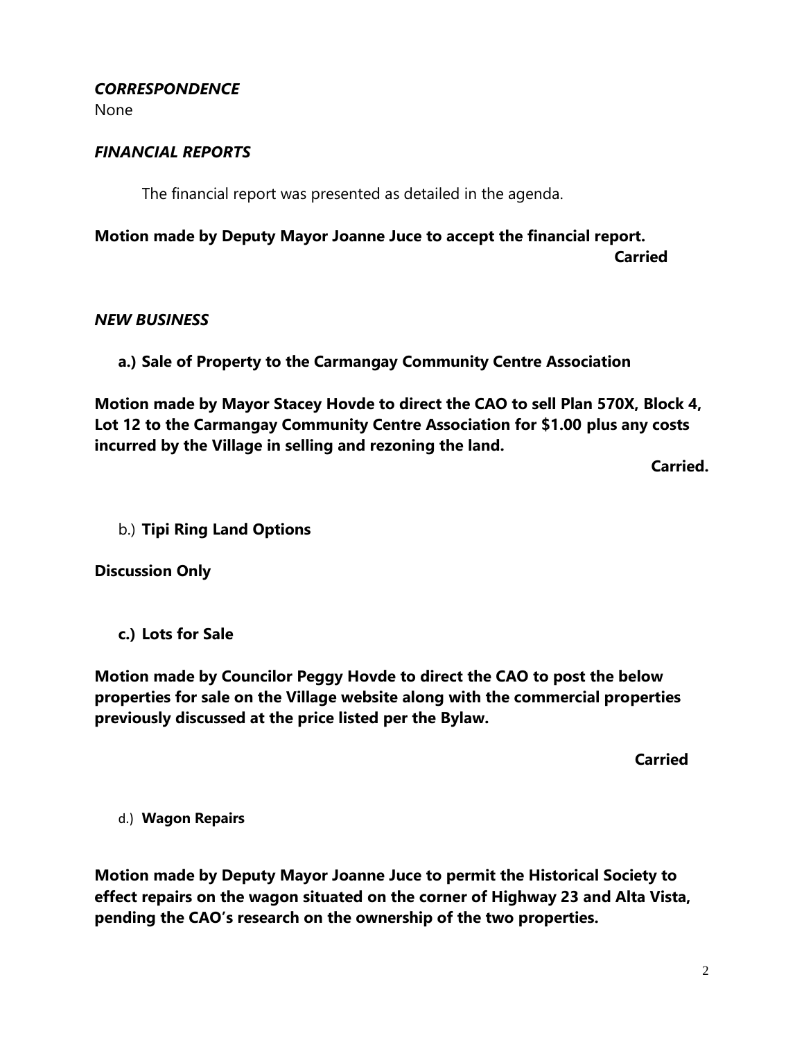## *CORRESPONDENCE*

None

## *FINANCIAL REPORTS*

The financial report was presented as detailed in the agenda.

**Motion made by Deputy Mayor Joanne Juce to accept the financial report.**

**Carried**

## *NEW BUSINESS*

**a.) Sale of Property to the Carmangay Community Centre Association**

**Motion made by Mayor Stacey Hovde to direct the CAO to sell Plan 570X, Block 4, Lot 12 to the Carmangay Community Centre Association for $1.00 plus any costs incurred by the Village in selling and rezoning the land.**

**Carried.**

b.) **Tipi Ring Land Options**

**Discussion Only**

**c.) Lots for Sale**

**Motion made by Councilor Peggy Hovde to direct the CAO to post the below properties for sale on the Village website along with the commercial properties previously discussed at the price listed per the Bylaw.**

**Carried**

d.) **Wagon Repairs**

**Motion made by Deputy Mayor Joanne Juce to permit the Historical Society to effect repairs on the wagon situated on the corner of Highway 23 and Alta Vista, pending the CAO's research on the ownership of the two properties.**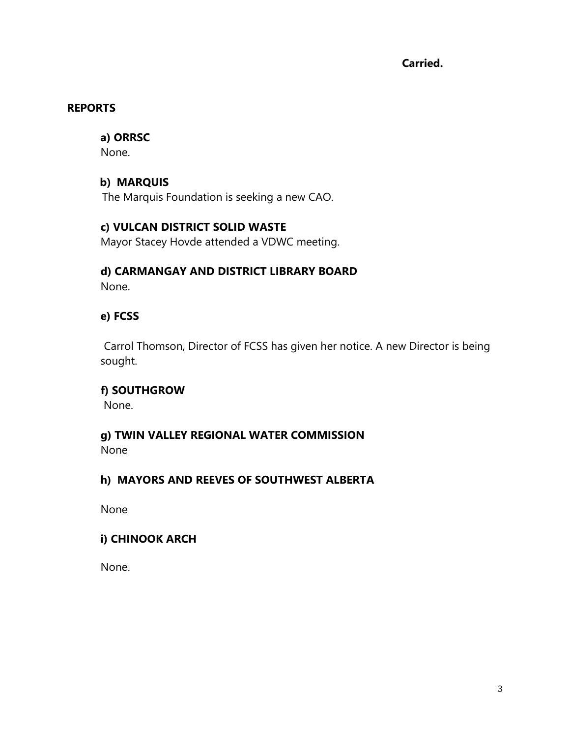**Carried.**

## REPORTS

### a) ORRSC

None.

### b) MARQUIS

The Marquis Foundation is seeking a new CAO.

### c) VULCAN DISTRICT SOLID WASTE

Mayor Stacey Hovde attended a VDWC meeting.

### d) CARMANGAY AND DISTRICT LIBRARY BOARD

None.

### e) FCSS

Carrol Thomson, Director of FCSS has given her notice. A new Director is being sought.

### f) SOUTHGROW

None.

### g) TWIN VALLEY REGIONAL WATER COMMISSION

None

### h) MAYORS AND REEVES OF SOUTHWEST ALBERTA

None

### i) CHINOOK ARCH

None.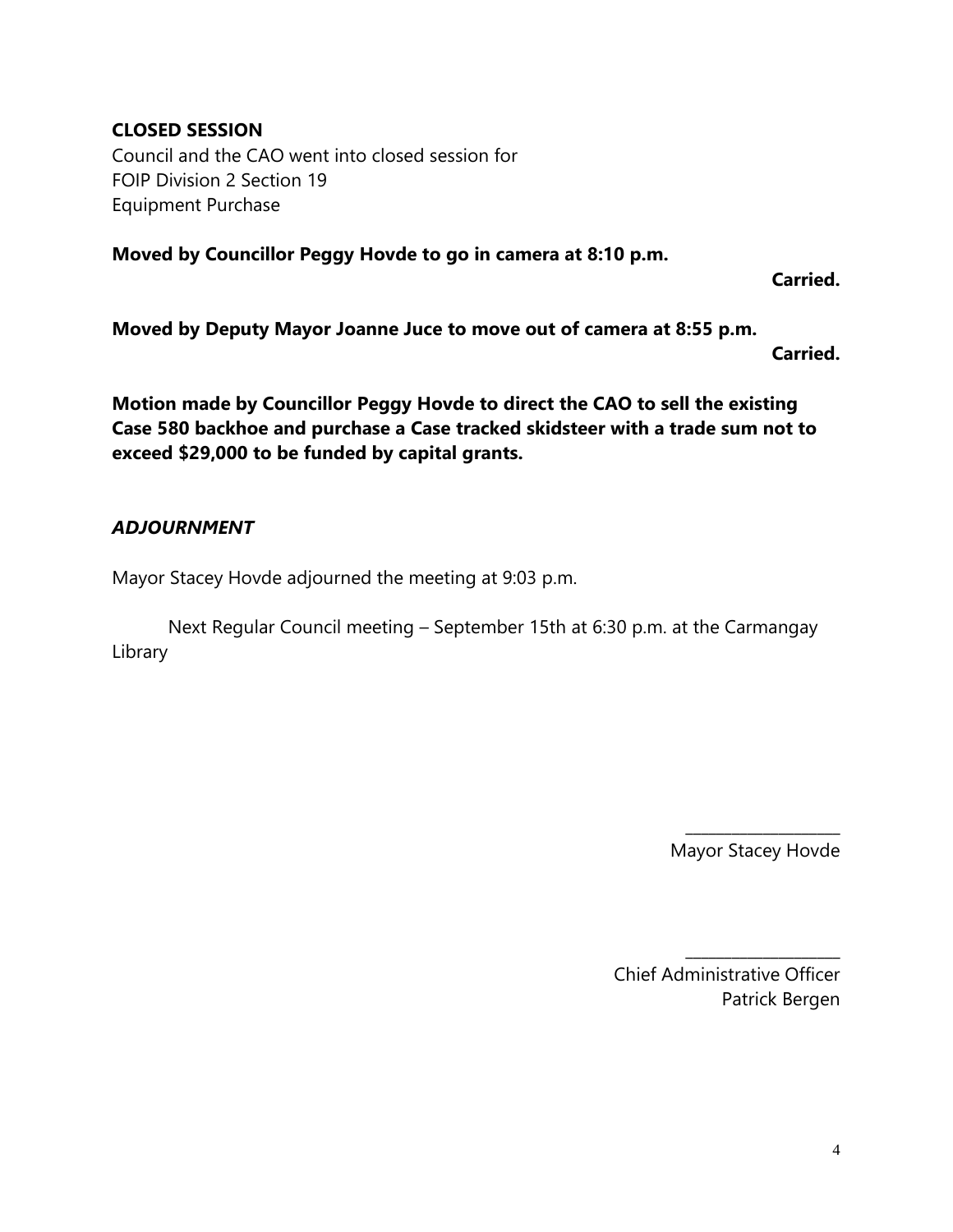**CLOSED SESSION**

Council and the CAO went into closed session for
FOIP Division 2 Section 19
Equipment Purchase

**Moved by Councillor Peggy Hovde to go in camera at 8:10 p.m.**

**Carried.**

**Moved by Deputy Mayor Joanne Juce to move out of camera at 8:55 p.m.**

**Carried.**

**Motion made by Councillor Peggy Hovde to direct the CAO to sell the existing Case 580 backhoe and purchase a Case tracked skidsteer with a trade sum not to exceed $29,000 to be funded by capital grants.**

***ADJOURNMENT***

Mayor Stacey Hovde adjourned the meeting at 9:03 p.m.

Next Regular Council meeting – September 15th at 6:30 p.m. at the Carmangay Library

\_\_\_\_\_\_\_\_\_\_\_\_\_\_\_\_\_\_\_
Mayor Stacey Hovde

\_\_\_\_\_\_\_\_\_\_\_\_\_\_\_\_\_\_\_
Chief Administrative Officer
Patrick Bergen